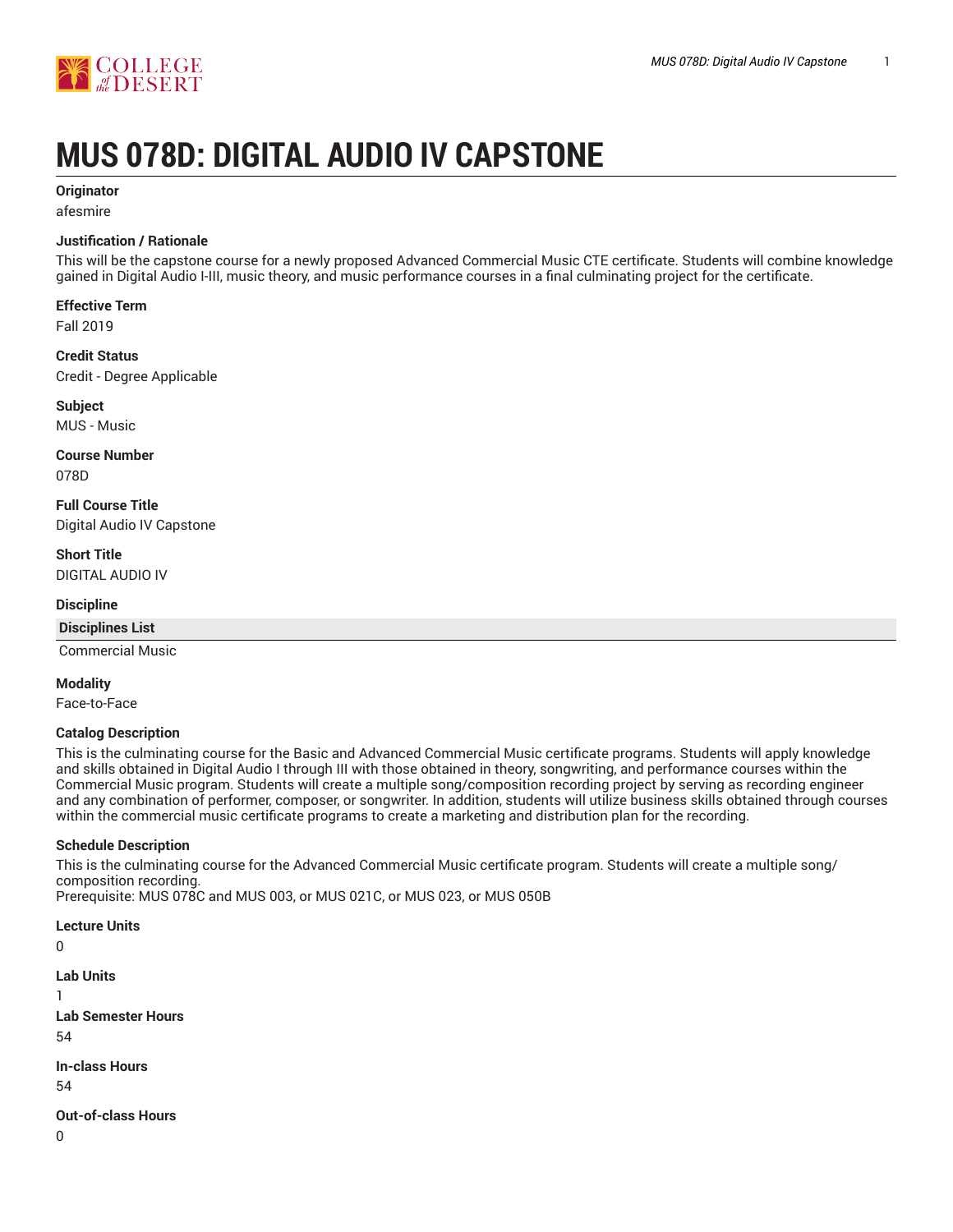# MUS 078D: DIGITAL AUDIO IV CAPSTONE

**Originator**

afesmire

**Justification / Rationale**

This will be the capstone course for a newly proposed Advanced Commercial Music CTE certificate. Students will combine knowledge gained in Digital Audio I-III, music theory, and music performance courses in a final culminating project for the certificate.

**Effective Term**

Fall 2019

**Credit Status**

Credit - Degree Applicable

**Subject**

MUS - Music

**Course Number**

078D

**Full Course Title**

Digital Audio IV Capstone

**Short Title**

DIGITAL AUDIO IV

**Discipline**

| Disciplines List |
| --- |
| Commercial Music |

**Modality**

Face-to-Face

**Catalog Description**

This is the culminating course for the Basic and Advanced Commercial Music certificate programs. Students will apply knowledge and skills obtained in Digital Audio I through III with those obtained in theory, songwriting, and performance courses within the Commercial Music program. Students will create a multiple song/composition recording project by serving as recording engineer and any combination of performer, composer, or songwriter. In addition, students will utilize business skills obtained through courses within the commercial music certificate programs to create a marketing and distribution plan for the recording.

**Schedule Description**

This is the culminating course for the Advanced Commercial Music certificate program. Students will create a multiple song/composition recording.
Prerequisite: MUS 078C and MUS 003, or MUS 021C, or MUS 023, or MUS 050B

**Lecture Units**

0

**Lab Units**

1

**Lab Semester Hours**

54

**In-class Hours**

54

**Out-of-class Hours**

0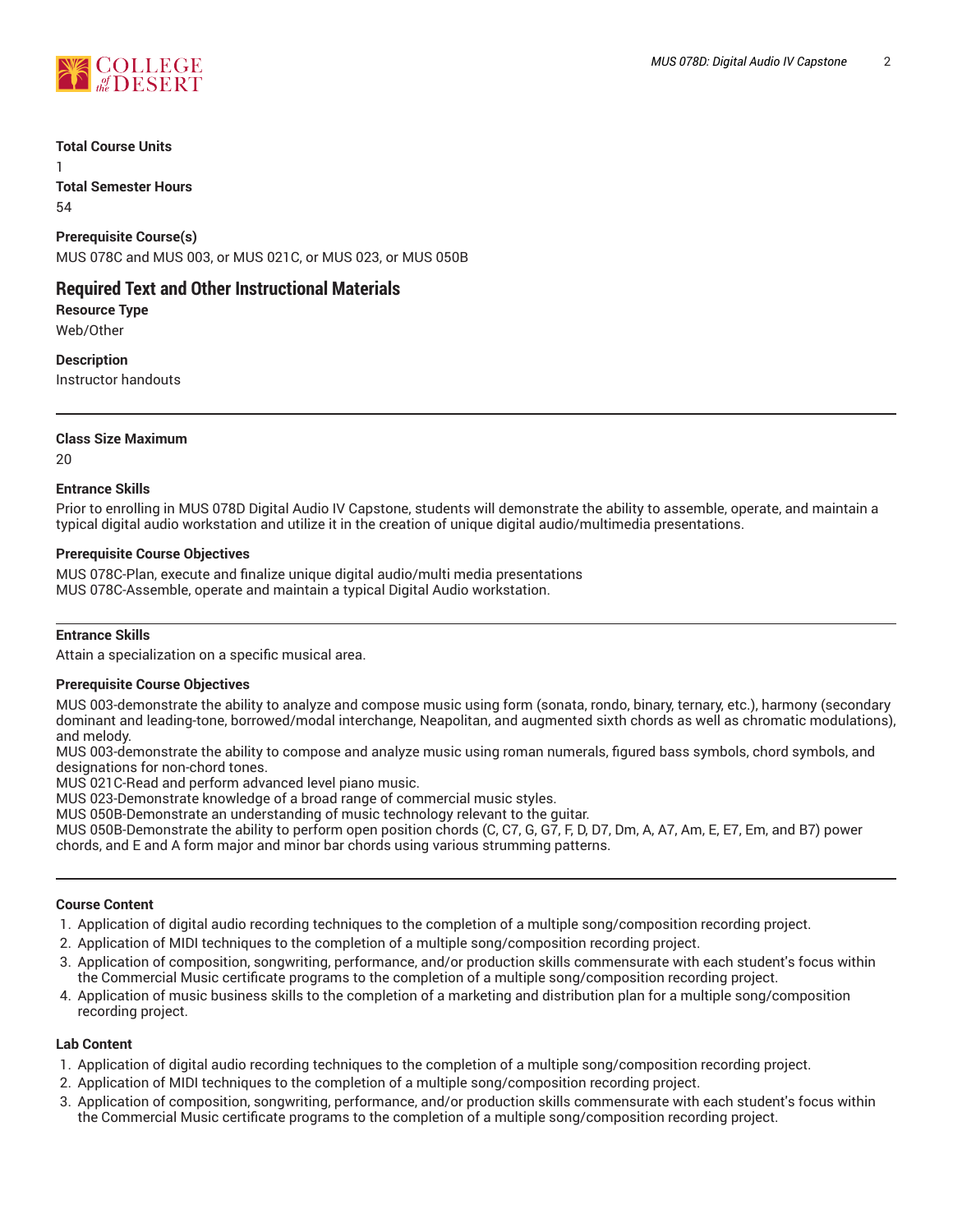**Total Course Units**

1

**Total Semester Hours**

54

**Prerequisite Course(s)**

MUS 078C and MUS 003, or MUS 021C, or MUS 023, or MUS 050B

## Required Text and Other Instructional Materials

**Resource Type**

Web/Other

**Description**

Instructor handouts

---

**Class Size Maximum**

20

**Entrance Skills**

Prior to enrolling in MUS 078D Digital Audio IV Capstone, students will demonstrate the ability to assemble, operate, and maintain a typical digital audio workstation and utilize it in the creation of unique digital audio/multimedia presentations.

**Prerequisite Course Objectives**

MUS 078C-Plan, execute and finalize unique digital audio/multi media presentations
MUS 078C-Assemble, operate and maintain a typical Digital Audio workstation.

---

**Entrance Skills**

Attain a specialization on a specific musical area.

**Prerequisite Course Objectives**

MUS 003-demonstrate the ability to analyze and compose music using form (sonata, rondo, binary, ternary, etc.), harmony (secondary dominant and leading-tone, borrowed/modal interchange, Neapolitan, and augmented sixth chords as well as chromatic modulations), and melody.
MUS 003-demonstrate the ability to compose and analyze music using roman numerals, figured bass symbols, chord symbols, and designations for non-chord tones.
MUS 021C-Read and perform advanced level piano music.
MUS 023-Demonstrate knowledge of a broad range of commercial music styles.
MUS 050B-Demonstrate an understanding of music technology relevant to the guitar.
MUS 050B-Demonstrate the ability to perform open position chords (C, C7, G, G7, F, D, D7, Dm, A, A7, Am, E, E7, Em, and B7) power chords, and E and A form major and minor bar chords using various strumming patterns.

---

**Course Content**

1. Application of digital audio recording techniques to the completion of a multiple song/composition recording project.
2. Application of MIDI techniques to the completion of a multiple song/composition recording project.
3. Application of composition, songwriting, performance, and/or production skills commensurate with each student's focus within the Commercial Music certificate programs to the completion of a multiple song/composition recording project.
4. Application of music business skills to the completion of a marketing and distribution plan for a multiple song/composition recording project.

**Lab Content**

1. Application of digital audio recording techniques to the completion of a multiple song/composition recording project.
2. Application of MIDI techniques to the completion of a multiple song/composition recording project.
3. Application of composition, songwriting, performance, and/or production skills commensurate with each student's focus within the Commercial Music certificate programs to the completion of a multiple song/composition recording project.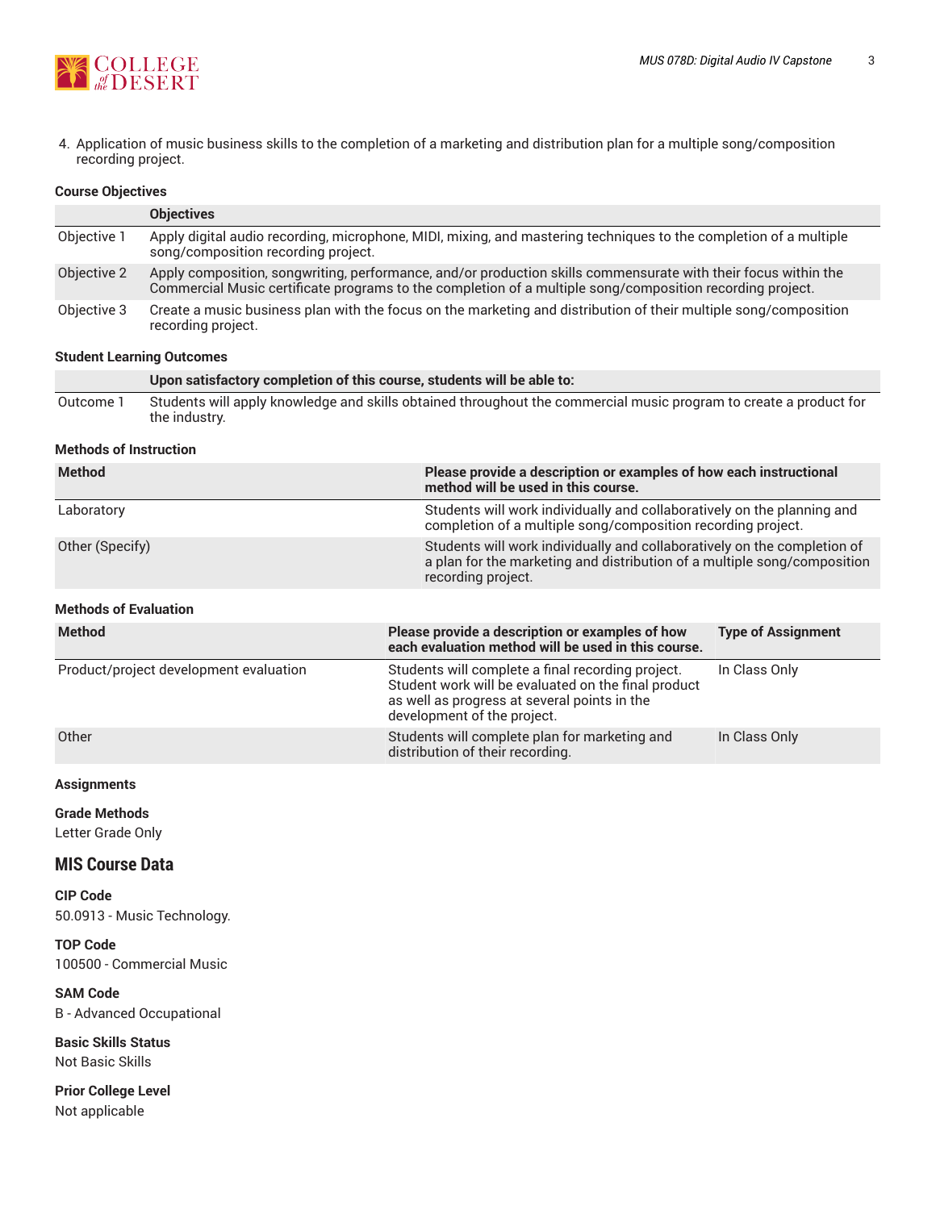4. Application of music business skills to the completion of a marketing and distribution plan for a multiple song/composition recording project.

**Course Objectives**

| | Objectives |
|---|---|
| Objective 1 | Apply digital audio recording, microphone, MIDI, mixing, and mastering techniques to the completion of a multiple song/composition recording project. |
| Objective 2 | Apply composition, songwriting, performance, and/or production skills commensurate with their focus within the Commercial Music certificate programs to the completion of a multiple song/composition recording project. |
| Objective 3 | Create a music business plan with the focus on the marketing and distribution of their multiple song/composition recording project. |

**Student Learning Outcomes**

| | Upon satisfactory completion of this course, students will be able to: |
|---|---|
| Outcome 1 | Students will apply knowledge and skills obtained throughout the commercial music program to create a product for the industry. |

**Methods of Instruction**

| Method | Please provide a description or examples of how each instructional method will be used in this course. |
|---|---|
| Laboratory | Students will work individually and collaboratively on the planning and completion of a multiple song/composition recording project. |
| Other (Specify) | Students will work individually and collaboratively on the completion of a plan for the marketing and distribution of a multiple song/composition recording project. |

**Methods of Evaluation**

| Method | Please provide a description or examples of how each evaluation method will be used in this course. | Type of Assignment |
|---|---|---|
| Product/project development evaluation | Students will complete a final recording project. Student work will be evaluated on the final product as well as progress at several points in the development of the project. | In Class Only |
| Other | Students will complete plan for marketing and distribution of their recording. | In Class Only |

**Assignments**

**Grade Methods**
Letter Grade Only

## MIS Course Data

**CIP Code**
50.0913 - Music Technology.

**TOP Code**
100500 - Commercial Music

**SAM Code**
B - Advanced Occupational

**Basic Skills Status**
Not Basic Skills

**Prior College Level**
Not applicable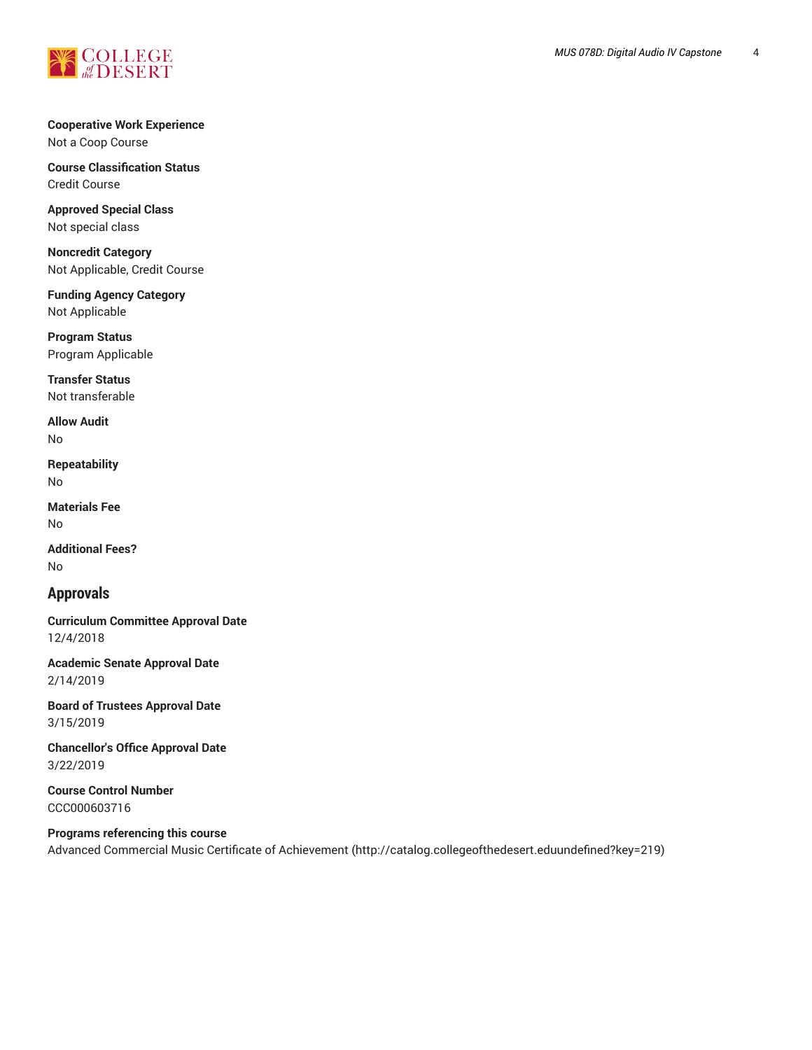**Cooperative Work Experience**
Not a Coop Course

**Course Classification Status**
Credit Course

**Approved Special Class**
Not special class

**Noncredit Category**
Not Applicable, Credit Course

**Funding Agency Category**
Not Applicable

**Program Status**
Program Applicable

**Transfer Status**
Not transferable

**Allow Audit**
No

**Repeatability**
No

**Materials Fee**
No

**Additional Fees?**
No

## Approvals

**Curriculum Committee Approval Date**
12/4/2018

**Academic Senate Approval Date**
2/14/2019

**Board of Trustees Approval Date**
3/15/2019

**Chancellor's Office Approval Date**
3/22/2019

**Course Control Number**
CCC000603716

**Programs referencing this course**
Advanced Commercial Music Certificate of Achievement (http://catalog.collegeofthedesert.eduundefined?key=219)